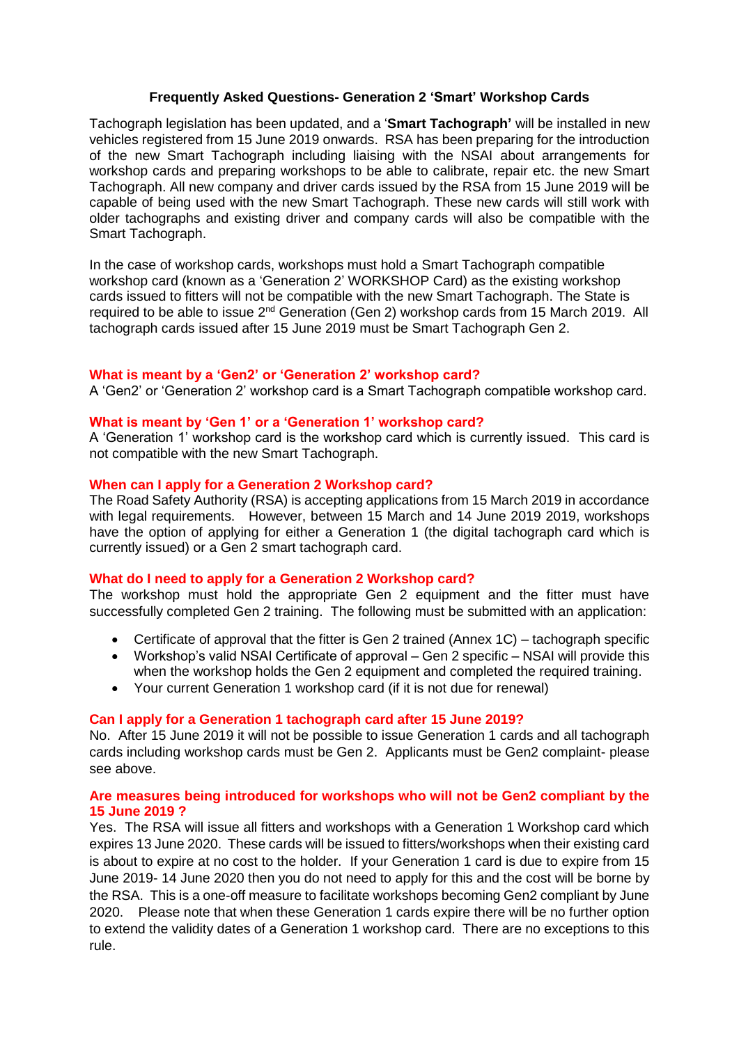# Frequently Asked Questions- Generation 2 'Smart' Workshop Cards

Tachograph legislation has been updated, and a '**Smart Tachograph'** will be installed in new vehicles registered from 15 June 2019 onwards. RSA has been preparing for the introduction of the new Smart Tachograph including liaising with the NSAI about arrangements for workshop cards and preparing workshops to be able to calibrate, repair etc. the new Smart Tachograph. All new company and driver cards issued by the RSA from 15 June 2019 will be capable of being used with the new Smart Tachograph. These new cards will still work with older tachographs and existing driver and company cards will also be compatible with the Smart Tachograph.

In the case of workshop cards, workshops must hold a Smart Tachograph compatible workshop card (known as a 'Generation 2' WORKSHOP Card) as the existing workshop cards issued to fitters will not be compatible with the new Smart Tachograph. The State is required to be able to issue 2nd Generation (Gen 2) workshop cards from 15 March 2019. All tachograph cards issued after 15 June 2019 must be Smart Tachograph Gen 2.

### What is meant by a 'Gen2' or 'Generation 2' workshop card?

A 'Gen2' or 'Generation 2' workshop card is a Smart Tachograph compatible workshop card.

### What is meant by 'Gen 1' or a 'Generation 1' workshop card?

A 'Generation 1' workshop card is the workshop card which is currently issued. This card is not compatible with the new Smart Tachograph.

### When can I apply for a Generation 2 Workshop card?

The Road Safety Authority (RSA) is accepting applications from 15 March 2019 in accordance with legal requirements. However, between 15 March and 14 June 2019 2019, workshops have the option of applying for either a Generation 1 (the digital tachograph card which is currently issued) or a Gen 2 smart tachograph card.

### What do I need to apply for a Generation 2 Workshop card?

The workshop must hold the appropriate Gen 2 equipment and the fitter must have successfully completed Gen 2 training. The following must be submitted with an application:

- Certificate of approval that the fitter is Gen 2 trained (Annex 1C) – tachograph specific
- Workshop's valid NSAI Certificate of approval – Gen 2 specific – NSAI will provide this when the workshop holds the Gen 2 equipment and completed the required training.
- Your current Generation 1 workshop card (if it is not due for renewal)

### Can I apply for a Generation 1 tachograph card after 15 June 2019?

No. After 15 June 2019 it will not be possible to issue Generation 1 cards and all tachograph cards including workshop cards must be Gen 2. Applicants must be Gen2 complaint- please see above.

### Are measures being introduced for workshops who will not be Gen2 compliant by the 15 June 2019 ?

Yes. The RSA will issue all fitters and workshops with a Generation 1 Workshop card which expires 13 June 2020. These cards will be issued to fitters/workshops when their existing card is about to expire at no cost to the holder. If your Generation 1 card is due to expire from 15 June 2019- 14 June 2020 then you do not need to apply for this and the cost will be borne by the RSA. This is a one-off measure to facilitate workshops becoming Gen2 compliant by June 2020. Please note that when these Generation 1 cards expire there will be no further option to extend the validity dates of a Generation 1 workshop card. There are no exceptions to this rule.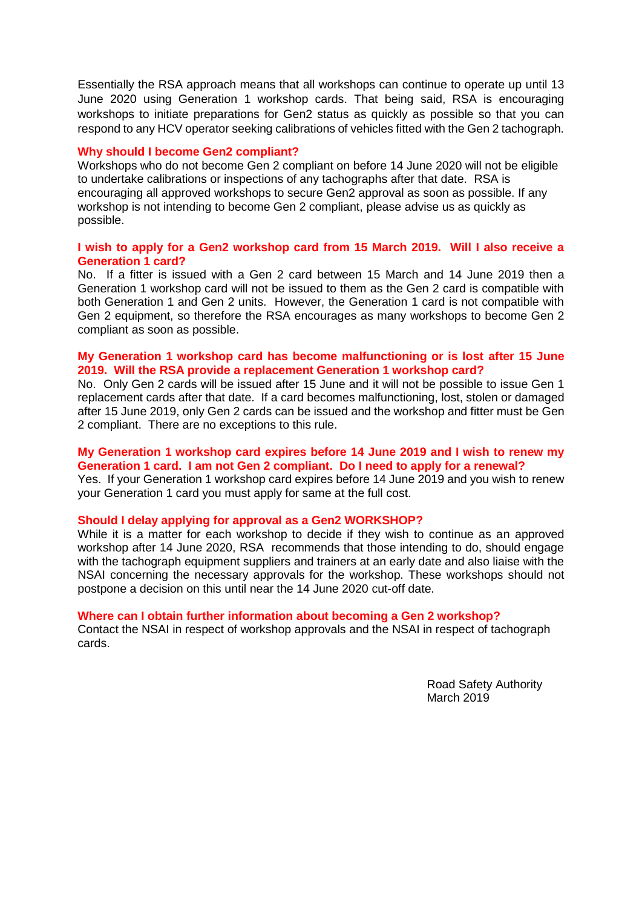Essentially the RSA approach means that all workshops can continue to operate up until 13 June 2020 using Generation 1 workshop cards. That being said, RSA is encouraging workshops to initiate preparations for Gen2 status as quickly as possible so that you can respond to any HCV operator seeking calibrations of vehicles fitted with the Gen 2 tachograph.

**Why should I become Gen2 compliant?**

Workshops who do not become Gen 2 compliant on before 14 June 2020 will not be eligible to undertake calibrations or inspections of any tachographs after that date. RSA is encouraging all approved workshops to secure Gen2 approval as soon as possible. If any workshop is not intending to become Gen 2 compliant, please advise us as quickly as possible.

**I wish to apply for a Gen2 workshop card from 15 March 2019. Will I also receive a Generation 1 card?**

No. If a fitter is issued with a Gen 2 card between 15 March and 14 June 2019 then a Generation 1 workshop card will not be issued to them as the Gen 2 card is compatible with both Generation 1 and Gen 2 units. However, the Generation 1 card is not compatible with Gen 2 equipment, so therefore the RSA encourages as many workshops to become Gen 2 compliant as soon as possible.

**My Generation 1 workshop card has become malfunctioning or is lost after 15 June 2019. Will the RSA provide a replacement Generation 1 workshop card?**

No. Only Gen 2 cards will be issued after 15 June and it will not be possible to issue Gen 1 replacement cards after that date. If a card becomes malfunctioning, lost, stolen or damaged after 15 June 2019, only Gen 2 cards can be issued and the workshop and fitter must be Gen 2 compliant. There are no exceptions to this rule.

**My Generation 1 workshop card expires before 14 June 2019 and I wish to renew my Generation 1 card. I am not Gen 2 compliant. Do I need to apply for a renewal?**

Yes. If your Generation 1 workshop card expires before 14 June 2019 and you wish to renew your Generation 1 card you must apply for same at the full cost.

**Should I delay applying for approval as a Gen2 WORKSHOP?**

While it is a matter for each workshop to decide if they wish to continue as an approved workshop after 14 June 2020, RSA recommends that those intending to do, should engage with the tachograph equipment suppliers and trainers at an early date and also liaise with the NSAI concerning the necessary approvals for the workshop. These workshops should not postpone a decision on this until near the 14 June 2020 cut-off date.

**Where can I obtain further information about becoming a Gen 2 workshop?**

Contact the NSAI in respect of workshop approvals and the NSAI in respect of tachograph cards.

Road Safety Authority
March 2019